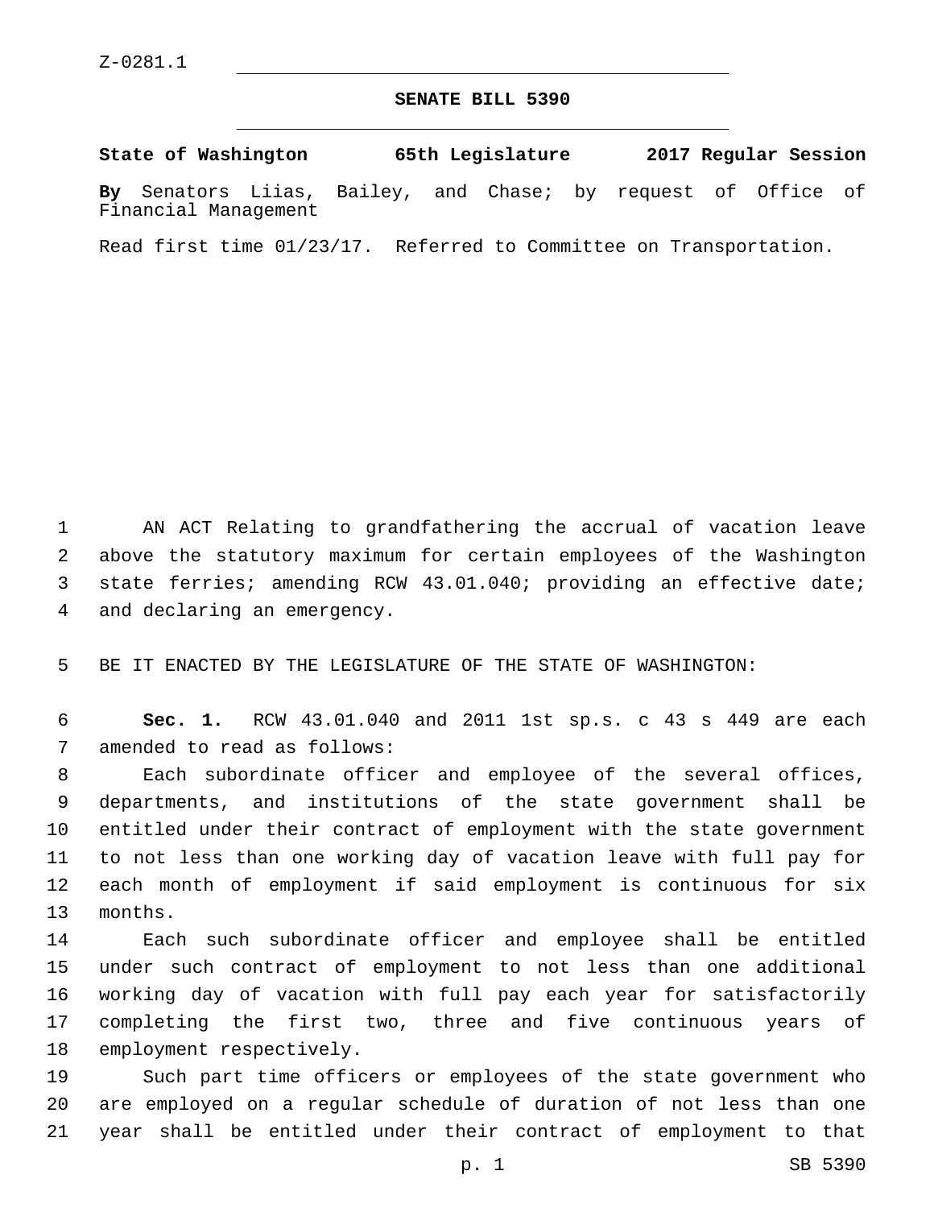Z-0281.1

# SENATE BILL 5390

**State of Washington 65th Legislature 2017 Regular Session**

**By** Senators Liias, Bailey, and Chase; by request of Office of Financial Management

Read first time 01/23/17. Referred to Committee on Transportation.

AN ACT Relating to grandfathering the accrual of vacation leave above the statutory maximum for certain employees of the Washington state ferries; amending RCW 43.01.040; providing an effective date; and declaring an emergency.

BE IT ENACTED BY THE LEGISLATURE OF THE STATE OF WASHINGTON:

**Sec. 1.** RCW 43.01.040 and 2011 1st sp.s. c 43 s 449 are each amended to read as follows:

Each subordinate officer and employee of the several offices, departments, and institutions of the state government shall be entitled under their contract of employment with the state government to not less than one working day of vacation leave with full pay for each month of employment if said employment is continuous for six months.

Each such subordinate officer and employee shall be entitled under such contract of employment to not less than one additional working day of vacation with full pay each year for satisfactorily completing the first two, three and five continuous years of employment respectively.

Such part time officers or employees of the state government who are employed on a regular schedule of duration of not less than one year shall be entitled under their contract of employment to that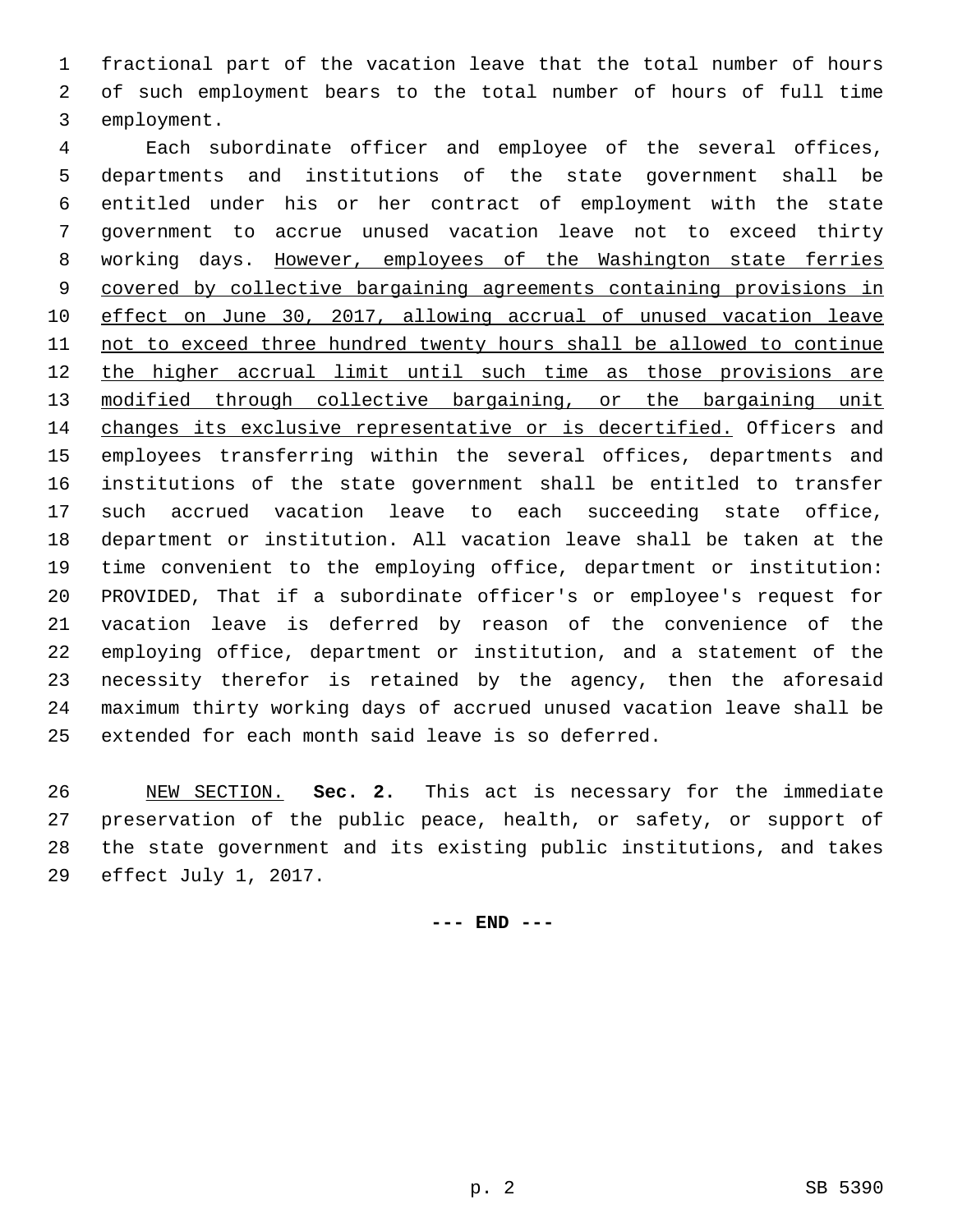fractional part of the vacation leave that the total number of hours of such employment bears to the total number of hours of full time employment.

Each subordinate officer and employee of the several offices, departments and institutions of the state government shall be entitled under his or her contract of employment with the state government to accrue unused vacation leave not to exceed thirty working days. <u>However, employees of the Washington state ferries covered by collective bargaining agreements containing provisions in effect on June 30, 2017, allowing accrual of unused vacation leave not to exceed three hundred twenty hours shall be allowed to continue the higher accrual limit until such time as those provisions are modified through collective bargaining, or the bargaining unit changes its exclusive representative or is decertified.</u> Officers and employees transferring within the several offices, departments and institutions of the state government shall be entitled to transfer such accrued vacation leave to each succeeding state office, department or institution. All vacation leave shall be taken at the time convenient to the employing office, department or institution: PROVIDED, That if a subordinate officer's or employee's request for vacation leave is deferred by reason of the convenience of the employing office, department or institution, and a statement of the necessity therefor is retained by the agency, then the aforesaid maximum thirty working days of accrued unused vacation leave shall be extended for each month said leave is so deferred.

<u>NEW SECTION.</u> **Sec. 2.** This act is necessary for the immediate preservation of the public peace, health, or safety, or support of the state government and its existing public institutions, and takes effect July 1, 2017.

**--- END ---**